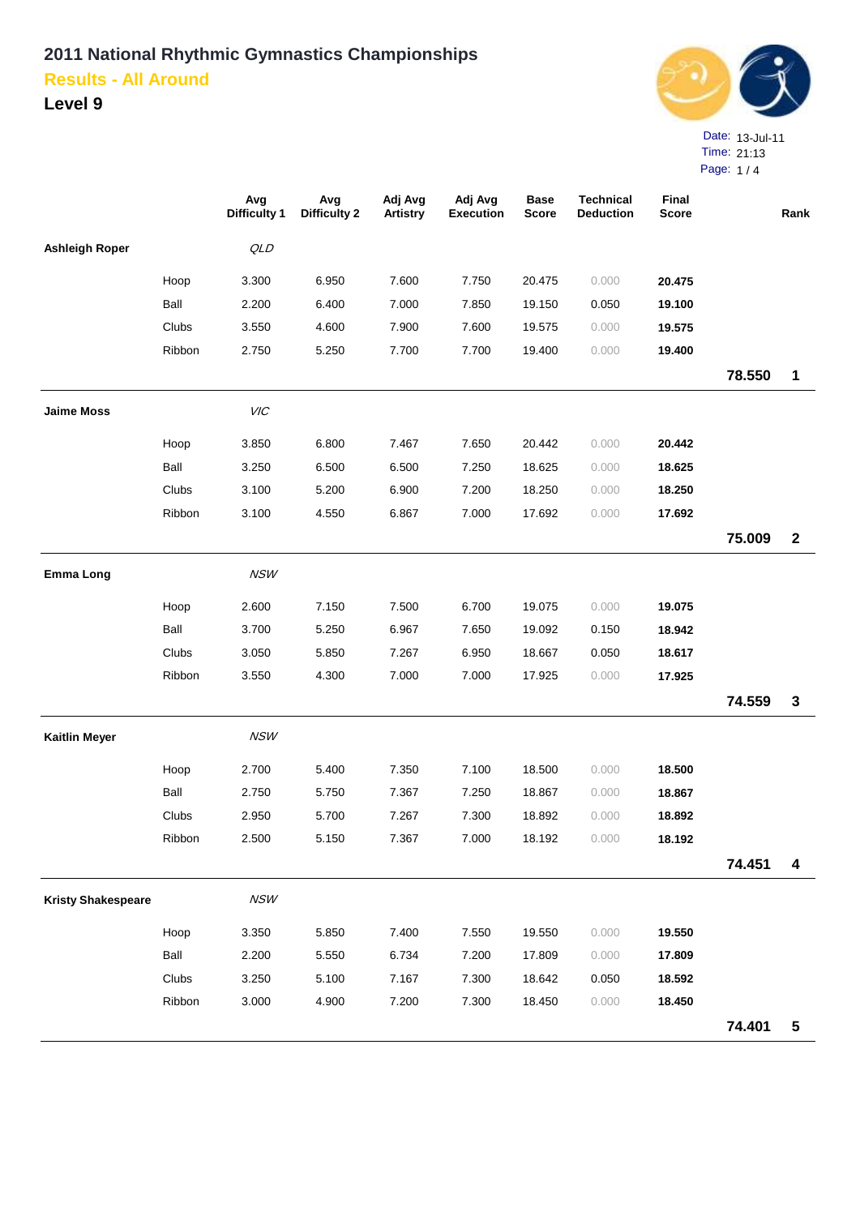# 2011 National Rhythmic Gymnastics Championships

## Results - All Around

### Level 9

Date: 13-Jul-11
Time: 21:13

| | | Avg Difficulty 1 | Avg Difficulty 2 | Adj Avg Artistry | Adj Avg Execution | Base Score | Technical Deduction | Final Score | | Rank |
|---|---|---|---|---|---|---|---|---|---|---|
| **Ashleigh Roper** | | *QLD* | | | | | | | | |
| | Hoop | 3.300 | 6.950 | 7.600 | 7.750 | 20.475 | 0.000 | **20.475** | | |
| | Ball | 2.200 | 6.400 | 7.000 | 7.850 | 19.150 | 0.050 | **19.100** | | |
| | Clubs | 3.550 | 4.600 | 7.900 | 7.600 | 19.575 | 0.000 | **19.575** | | |
| | Ribbon | 2.750 | 5.250 | 7.700 | 7.700 | 19.400 | 0.000 | **19.400** | | |
| | | | | | | | | | **78.550** | **1** |
| **Jaime Moss** | | *VIC* | | | | | | | | |
| | Hoop | 3.850 | 6.800 | 7.467 | 7.650 | 20.442 | 0.000 | **20.442** | | |
| | Ball | 3.250 | 6.500 | 6.500 | 7.250 | 18.625 | 0.000 | **18.625** | | |
| | Clubs | 3.100 | 5.200 | 6.900 | 7.200 | 18.250 | 0.000 | **18.250** | | |
| | Ribbon | 3.100 | 4.550 | 6.867 | 7.000 | 17.692 | 0.000 | **17.692** | | |
| | | | | | | | | | **75.009** | **2** |
| **Emma Long** | | *NSW* | | | | | | | | |
| | Hoop | 2.600 | 7.150 | 7.500 | 6.700 | 19.075 | 0.000 | **19.075** | | |
| | Ball | 3.700 | 5.250 | 6.967 | 7.650 | 19.092 | 0.150 | **18.942** | | |
| | Clubs | 3.050 | 5.850 | 7.267 | 6.950 | 18.667 | 0.050 | **18.617** | | |
| | Ribbon | 3.550 | 4.300 | 7.000 | 7.000 | 17.925 | 0.000 | **17.925** | | |
| | | | | | | | | | **74.559** | **3** |
| **Kaitlin Meyer** | | *NSW* | | | | | | | | |
| | Hoop | 2.700 | 5.400 | 7.350 | 7.100 | 18.500 | 0.000 | **18.500** | | |
| | Ball | 2.750 | 5.750 | 7.367 | 7.250 | 18.867 | 0.000 | **18.867** | | |
| | Clubs | 2.950 | 5.700 | 7.267 | 7.300 | 18.892 | 0.000 | **18.892** | | |
| | Ribbon | 2.500 | 5.150 | 7.367 | 7.000 | 18.192 | 0.000 | **18.192** | | |
| | | | | | | | | | **74.451** | **4** |
| **Kristy Shakespeare** | | *NSW* | | | | | | | | |
| | Hoop | 3.350 | 5.850 | 7.400 | 7.550 | 19.550 | 0.000 | **19.550** | | |
| | Ball | 2.200 | 5.550 | 6.734 | 7.200 | 17.809 | 0.000 | **17.809** | | |
| | Clubs | 3.250 | 5.100 | 7.167 | 7.300 | 18.642 | 0.050 | **18.592** | | |
| | Ribbon | 3.000 | 4.900 | 7.200 | 7.300 | 18.450 | 0.000 | **18.450** | | |
| | | | | | | | | | **74.401** | **5** |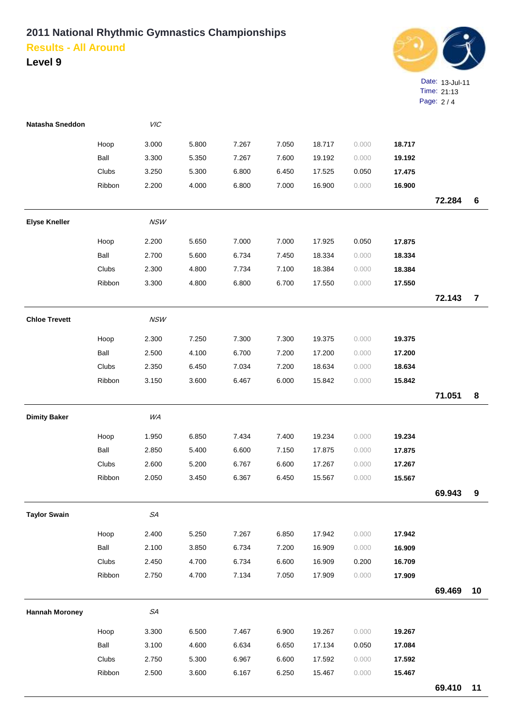# 2011 National Rhythmic Gymnastics Championships

## Results - All Around

### Level 9

Date: 13-Jul-11
Time: 21:13

| Name | Apparatus | State | | | | | | | Total | Rank |
|---|---|---|---|---|---|---|---|---|---|---|
| **Natasha Sneddon** | | *VIC* | | | | | | | | |
| | Hoop | 3.000 | 5.800 | 7.267 | 7.050 | 18.717 | 0.000 | **18.717** | | |
| | Ball | 3.300 | 5.350 | 7.267 | 7.600 | 19.192 | 0.000 | **19.192** | | |
| | Clubs | 3.250 | 5.300 | 6.800 | 6.450 | 17.525 | 0.050 | **17.475** | | |
| | Ribbon | 2.200 | 4.000 | 6.800 | 7.000 | 16.900 | 0.000 | **16.900** | | |
| | | | | | | | | | **72.284** | **6** |
| **Elyse Kneller** | | *NSW* | | | | | | | | |
| | Hoop | 2.200 | 5.650 | 7.000 | 7.000 | 17.925 | 0.050 | **17.875** | | |
| | Ball | 2.700 | 5.600 | 6.734 | 7.450 | 18.334 | 0.000 | **18.334** | | |
| | Clubs | 2.300 | 4.800 | 7.734 | 7.100 | 18.384 | 0.000 | **18.384** | | |
| | Ribbon | 3.300 | 4.800 | 6.800 | 6.700 | 17.550 | 0.000 | **17.550** | | |
| | | | | | | | | | **72.143** | **7** |
| **Chloe Trevett** | | *NSW* | | | | | | | | |
| | Hoop | 2.300 | 7.250 | 7.300 | 7.300 | 19.375 | 0.000 | **19.375** | | |
| | Ball | 2.500 | 4.100 | 6.700 | 7.200 | 17.200 | 0.000 | **17.200** | | |
| | Clubs | 2.350 | 6.450 | 7.034 | 7.200 | 18.634 | 0.000 | **18.634** | | |
| | Ribbon | 3.150 | 3.600 | 6.467 | 6.000 | 15.842 | 0.000 | **15.842** | | |
| | | | | | | | | | **71.051** | **8** |
| **Dimity Baker** | | *WA* | | | | | | | | |
| | Hoop | 1.950 | 6.850 | 7.434 | 7.400 | 19.234 | 0.000 | **19.234** | | |
| | Ball | 2.850 | 5.400 | 6.600 | 7.150 | 17.875 | 0.000 | **17.875** | | |
| | Clubs | 2.600 | 5.200 | 6.767 | 6.600 | 17.267 | 0.000 | **17.267** | | |
| | Ribbon | 2.050 | 3.450 | 6.367 | 6.450 | 15.567 | 0.000 | **15.567** | | |
| | | | | | | | | | **69.943** | **9** |
| **Taylor Swain** | | *SA* | | | | | | | | |
| | Hoop | 2.400 | 5.250 | 7.267 | 6.850 | 17.942 | 0.000 | **17.942** | | |
| | Ball | 2.100 | 3.850 | 6.734 | 7.200 | 16.909 | 0.000 | **16.909** | | |
| | Clubs | 2.450 | 4.700 | 6.734 | 6.600 | 16.909 | 0.200 | **16.709** | | |
| | Ribbon | 2.750 | 4.700 | 7.134 | 7.050 | 17.909 | 0.000 | **17.909** | | |
| | | | | | | | | | **69.469** | **10** |
| **Hannah Moroney** | | *SA* | | | | | | | | |
| | Hoop | 3.300 | 6.500 | 7.467 | 6.900 | 19.267 | 0.000 | **19.267** | | |
| | Ball | 3.100 | 4.600 | 6.634 | 6.650 | 17.134 | 0.050 | **17.084** | | |
| | Clubs | 2.750 | 5.300 | 6.967 | 6.600 | 17.592 | 0.000 | **17.592** | | |
| | Ribbon | 2.500 | 3.600 | 6.167 | 6.250 | 15.467 | 0.000 | **15.467** | | |
| | | | | | | | | | **69.410** | **11** |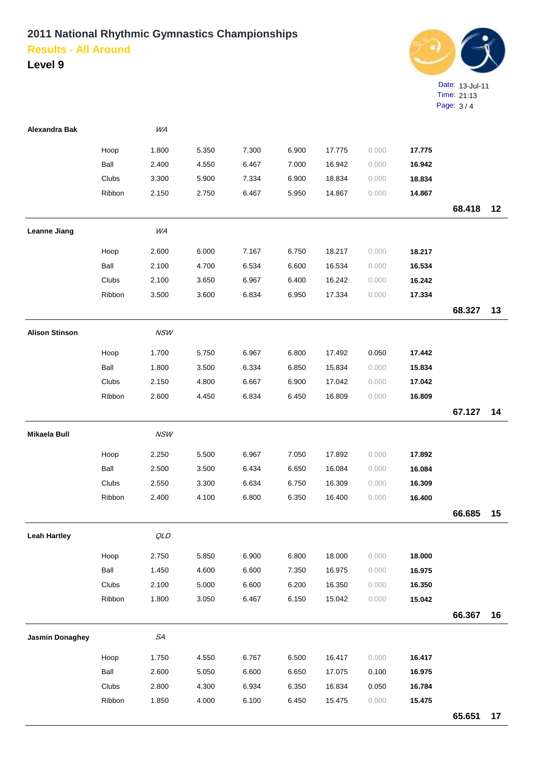# 2011 National Rhythmic Gymnastics Championships

## Results - All Around

### Level 9

Date: 13-Jul-11
Time: 21:13

| Name | Apparatus | | | | | | | | Total | Rank |
|---|---|---|---|---|---|---|---|---|---|---|
| **Alexandra Bak** | | *WA* | | | | | | | | |
| | Hoop | 1.800 | 5.350 | 7.300 | 6.900 | 17.775 | 0.000 | **17.775** | | |
| | Ball | 2.400 | 4.550 | 6.467 | 7.000 | 16.942 | 0.000 | **16.942** | | |
| | Clubs | 3.300 | 5.900 | 7.334 | 6.900 | 18.834 | 0.000 | **18.834** | | |
| | Ribbon | 2.150 | 2.750 | 6.467 | 5.950 | 14.867 | 0.000 | **14.867** | | |
| | | | | | | | | | **68.418** | **12** |
| **Leanne Jiang** | | *WA* | | | | | | | | |
| | Hoop | 2.600 | 6.000 | 7.167 | 6.750 | 18.217 | 0.000 | **18.217** | | |
| | Ball | 2.100 | 4.700 | 6.534 | 6.600 | 16.534 | 0.000 | **16.534** | | |
| | Clubs | 2.100 | 3.650 | 6.967 | 6.400 | 16.242 | 0.000 | **16.242** | | |
| | Ribbon | 3.500 | 3.600 | 6.834 | 6.950 | 17.334 | 0.000 | **17.334** | | |
| | | | | | | | | | **68.327** | **13** |
| **Alison Stinson** | | *NSW* | | | | | | | | |
| | Hoop | 1.700 | 5.750 | 6.967 | 6.800 | 17.492 | 0.050 | **17.442** | | |
| | Ball | 1.800 | 3.500 | 6.334 | 6.850 | 15.834 | 0.000 | **15.834** | | |
| | Clubs | 2.150 | 4.800 | 6.667 | 6.900 | 17.042 | 0.000 | **17.042** | | |
| | Ribbon | 2.600 | 4.450 | 6.834 | 6.450 | 16.809 | 0.000 | **16.809** | | |
| | | | | | | | | | **67.127** | **14** |
| **Mikaela Bull** | | *NSW* | | | | | | | | |
| | Hoop | 2.250 | 5.500 | 6.967 | 7.050 | 17.892 | 0.000 | **17.892** | | |
| | Ball | 2.500 | 3.500 | 6.434 | 6.650 | 16.084 | 0.000 | **16.084** | | |
| | Clubs | 2.550 | 3.300 | 6.634 | 6.750 | 16.309 | 0.000 | **16.309** | | |
| | Ribbon | 2.400 | 4.100 | 6.800 | 6.350 | 16.400 | 0.000 | **16.400** | | |
| | | | | | | | | | **66.685** | **15** |
| **Leah Hartley** | | *QLD* | | | | | | | | |
| | Hoop | 2.750 | 5.850 | 6.900 | 6.800 | 18.000 | 0.000 | **18.000** | | |
| | Ball | 1.450 | 4.600 | 6.600 | 7.350 | 16.975 | 0.000 | **16.975** | | |
| | Clubs | 2.100 | 5.000 | 6.600 | 6.200 | 16.350 | 0.000 | **16.350** | | |
| | Ribbon | 1.800 | 3.050 | 6.467 | 6.150 | 15.042 | 0.000 | **15.042** | | |
| | | | | | | | | | **66.367** | **16** |
| **Jasmin Donaghey** | | *SA* | | | | | | | | |
| | Hoop | 1.750 | 4.550 | 6.767 | 6.500 | 16.417 | 0.000 | **16.417** | | |
| | Ball | 2.600 | 5.050 | 6.600 | 6.650 | 17.075 | 0.100 | **16.975** | | |
| | Clubs | 2.800 | 4.300 | 6.934 | 6.350 | 16.834 | 0.050 | **16.784** | | |
| | Ribbon | 1.850 | 4.000 | 6.100 | 6.450 | 15.475 | 0.000 | **15.475** | | |
| | | | | | | | | | **65.651** | **17** |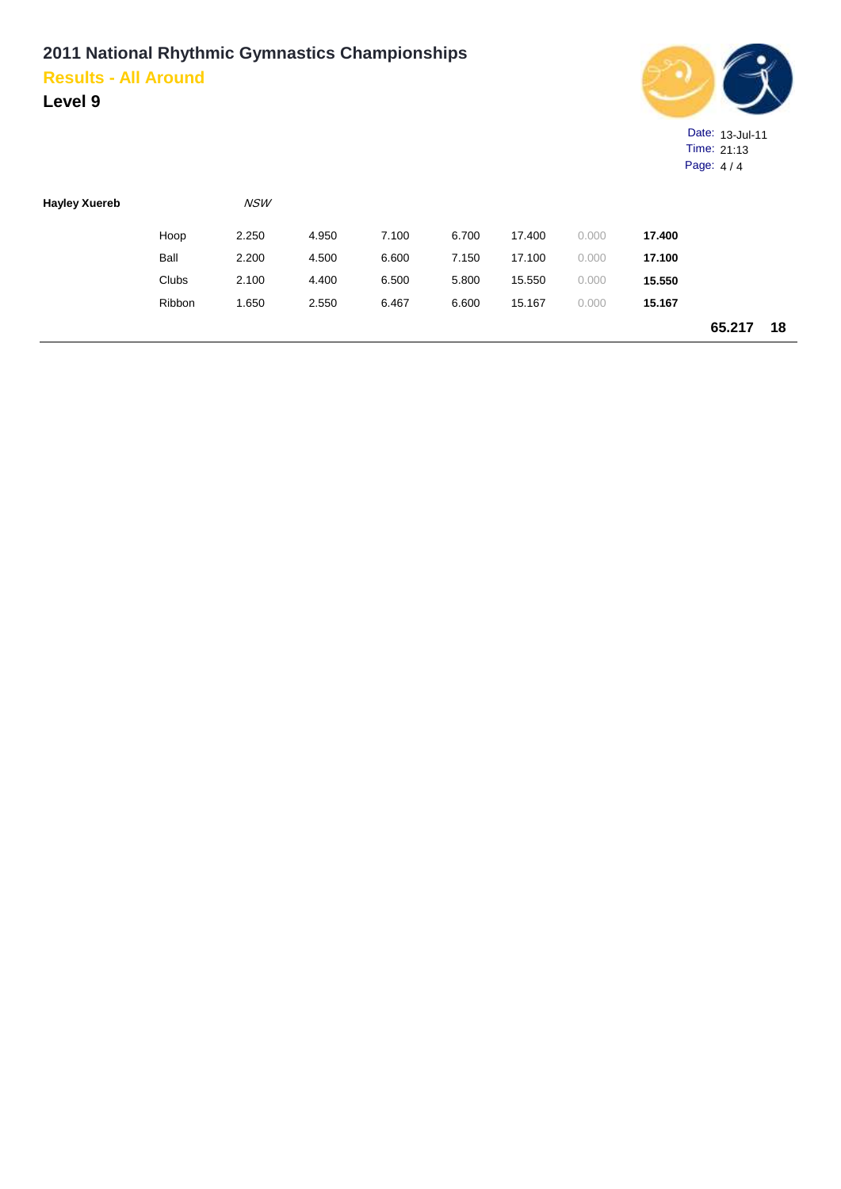# 2011 National Rhythmic Gymnastics Championships

## Results - All Around

### Level 9

Date: 13-Jul-11
Time: 21:13

| | | | | | | | | | | |
|---|---|---|---|---|---|---|---|---|---|---|
| **Hayley Xuereb** | *NSW* | | | | | | | | | |
| | Hoop | 2.250 | 4.950 | 7.100 | 6.700 | 17.400 | 0.000 | **17.400** | | |
| | Ball | 2.200 | 4.500 | 6.600 | 7.150 | 17.100 | 0.000 | **17.100** | | |
| | Clubs | 2.100 | 4.400 | 6.500 | 5.800 | 15.550 | 0.000 | **15.550** | | |
| | Ribbon | 1.650 | 2.550 | 6.467 | 6.600 | 15.167 | 0.000 | **15.167** | | |
| | | | | | | | | | **65.217** | **18** |